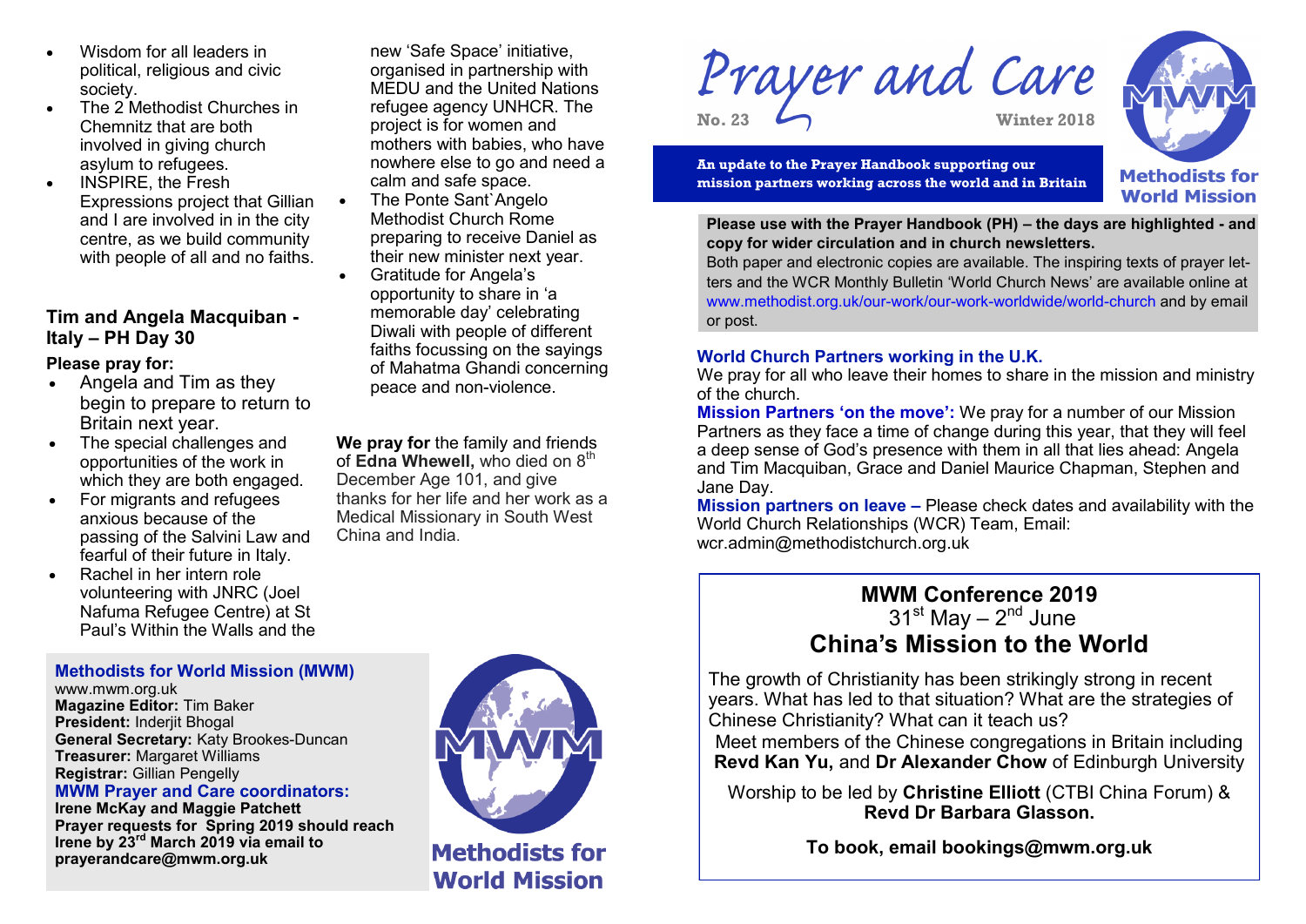- Wisdom for all leaders in political, religious and civic society.
- The 2 Methodist Churches in Chemnitz that are both involved in giving church asylum to refugees.
- INSPIRE, the Fresh Expressions project that Gillian and I are involved in in the city centre, as we build community with people of all and no faiths.

### Tim and Angela Macquiban - Italy – PH Day 30

**Please pray for:**

- Angela and Tim as they begin to prepare to return to Britain next year.
- The special challenges and opportunities of the work in which they are both engaged.
- For migrants and refugees anxious because of the passing of the Salvini Law and fearful of their future in Italy.
- Rachel in her intern role volunteering with JNRC (Joel Nafuma Refugee Centre) at St Paul's Within the Walls and the new 'Safe Space' initiative, organised in partnership with MEDU and the United Nations refugee agency UNHCR. The project is for women and mothers with babies, who have nowhere else to go and need a calm and safe space.
- The Ponte Sant`Angelo Methodist Church Rome preparing to receive Daniel as their new minister next year.
- Gratitude for Angela's opportunity to share in 'a memorable day' celebrating Diwali with people of different faiths focussing on the sayings of Mahatma Ghandi concerning peace and non-violence.

**We pray for** the family and friends of **Edna Whewell,** who died on 8th December Age 101, and give thanks for her life and her work as a Medical Missionary in South West China and India.

### Methodists for World Mission (MWM)

www.mwm.org.uk
**Magazine Editor:** Tim Baker
**President:** Inderjit Bhogal
**General Secretary:** Katy Brookes-Duncan
**Treasurer:** Margaret Williams
**Registrar:** Gillian Pengelly

### MWM Prayer and Care coordinators:

**Irene McKay and Maggie Patchett**
**Prayer requests for Spring 2019 should reach Irene by 23rd March 2019 via email to prayerandcare@mwm.org.uk**

Methodists for World Mission

# Prayer and Care

**No. 23** **Winter 2018**

**An update to the Prayer Handbook supporting our mission partners working across the world and in Britain**

Methodists for World Mission

**Please use with the Prayer Handbook (PH) – the days are highlighted - and copy for wider circulation and in church newsletters.**
Both paper and electronic copies are available. The inspiring texts of prayer letters and the WCR Monthly Bulletin 'World Church News' are available online at www.methodist.org.uk/our-work/our-work-worldwide/world-church and by email or post.

### World Church Partners working in the U.K.

We pray for all who leave their homes to share in the mission and ministry of the church.

**Mission Partners 'on the move':** We pray for a number of our Mission Partners as they face a time of change during this year, that they will feel a deep sense of God's presence with them in all that lies ahead: Angela and Tim Macquiban, Grace and Daniel Maurice Chapman, Stephen and Jane Day.

**Mission partners on leave –** Please check dates and availability with the World Church Relationships (WCR) Team, Email: wcr.admin@methodistchurch.org.uk

## MWM Conference 2019

31st May – 2nd June

## China's Mission to the World

The growth of Christianity has been strikingly strong in recent years. What has led to that situation? What are the strategies of Chinese Christianity? What can it teach us?

Meet members of the Chinese congregations in Britain including **Revd Kan Yu,** and **Dr Alexander Chow** of Edinburgh University

Worship to be led by **Christine Elliott** (CTBI China Forum) & **Revd Dr Barbara Glasson.**

**To book, email bookings@mwm.org.uk**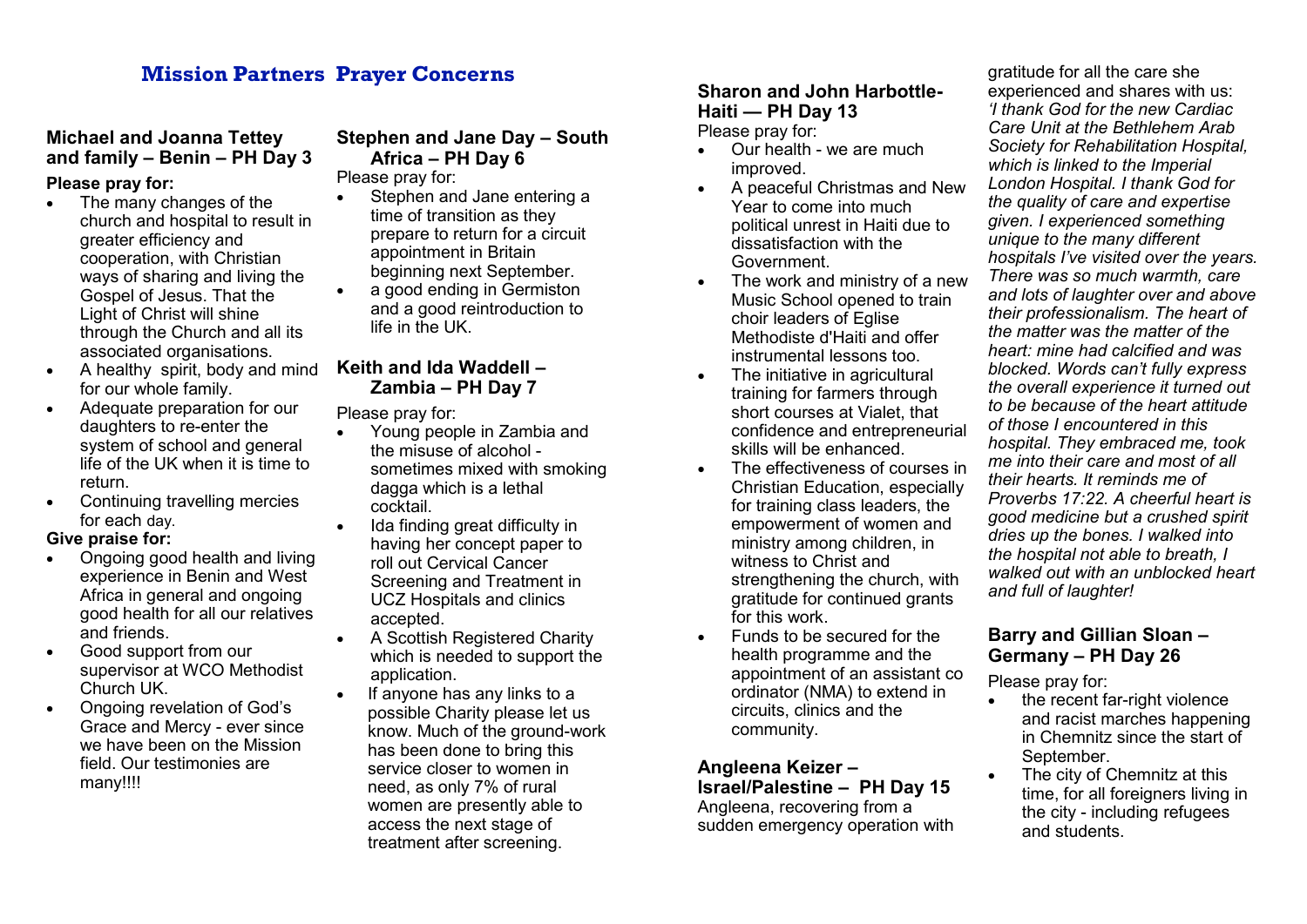# Mission Partners Prayer Concerns

### Michael and Joanna Tettey and family – Benin – PH Day 3

**Please pray for:**

- The many changes of the church and hospital to result in greater efficiency and cooperation, with Christian ways of sharing and living the Gospel of Jesus. That the Light of Christ will shine through the Church and all its associated organisations.
- A healthy spirit, body and mind for our whole family.
- Adequate preparation for our daughters to re-enter the system of school and general life of the UK when it is time to return.
- Continuing travelling mercies for each day.

**Give praise for:**

- Ongoing good health and living experience in Benin and West Africa in general and ongoing good health for all our relatives and friends.
- Good support from our supervisor at WCO Methodist Church UK.
- Ongoing revelation of God's Grace and Mercy - ever since we have been on the Mission field. Our testimonies are many!!!!

### Stephen and Jane Day – South Africa – PH Day 6

Please pray for:

- Stephen and Jane entering a time of transition as they prepare to return for a circuit appointment in Britain beginning next September.
- a good ending in Germiston and a good reintroduction to life in the UK.

### Keith and Ida Waddell – Zambia – PH Day 7

Please pray for:

- Young people in Zambia and the misuse of alcohol - sometimes mixed with smoking dagga which is a lethal cocktail.
- Ida finding great difficulty in having her concept paper to roll out Cervical Cancer Screening and Treatment in UCZ Hospitals and clinics accepted.
- A Scottish Registered Charity which is needed to support the application.
- If anyone has any links to a possible Charity please let us know. Much of the ground-work has been done to bring this service closer to women in need, as only 7% of rural women are presently able to access the next stage of treatment after screening.

### Sharon and John Harbottle- Haiti — PH Day 13

Please pray for:

- Our health - we are much improved.
- A peaceful Christmas and New Year to come into much political unrest in Haiti due to dissatisfaction with the Government.
- The work and ministry of a new Music School opened to train choir leaders of Eglise Methodiste d'Haiti and offer instrumental lessons too.
- The initiative in agricultural training for farmers through short courses at Vialet, that confidence and entrepreneurial skills will be enhanced.
- The effectiveness of courses in Christian Education, especially for training class leaders, the empowerment of women and ministry among children, in witness to Christ and strengthening the church, with gratitude for continued grants for this work.
- Funds to be secured for the health programme and the appointment of an assistant co ordinator (NMA) to extend in circuits, clinics and the community.

### Angleena Keizer – Israel/Palestine – PH Day 15

Angleena, recovering from a sudden emergency operation with gratitude for all the care she experienced and shares with us: *'I thank God for the new Cardiac Care Unit at the Bethlehem Arab Society for Rehabilitation Hospital, which is linked to the Imperial London Hospital. I thank God for the quality of care and expertise given. I experienced something unique to the many different hospitals I've visited over the years. There was so much warmth, care and lots of laughter over and above their professionalism. The heart of the matter was the matter of the heart: mine had calcified and was blocked. Words can't fully express the overall experience it turned out to be because of the heart attitude of those I encountered in this hospital. They embraced me, took me into their care and most of all their hearts. It reminds me of Proverbs 17:22. A cheerful heart is good medicine but a crushed spirit dries up the bones. I walked into the hospital not able to breath, I walked out with an unblocked heart and full of laughter!*

### Barry and Gillian Sloan – Germany – PH Day 26

Please pray for:

- the recent far-right violence and racist marches happening in Chemnitz since the start of September.
- The city of Chemnitz at this time, for all foreigners living in the city - including refugees and students.